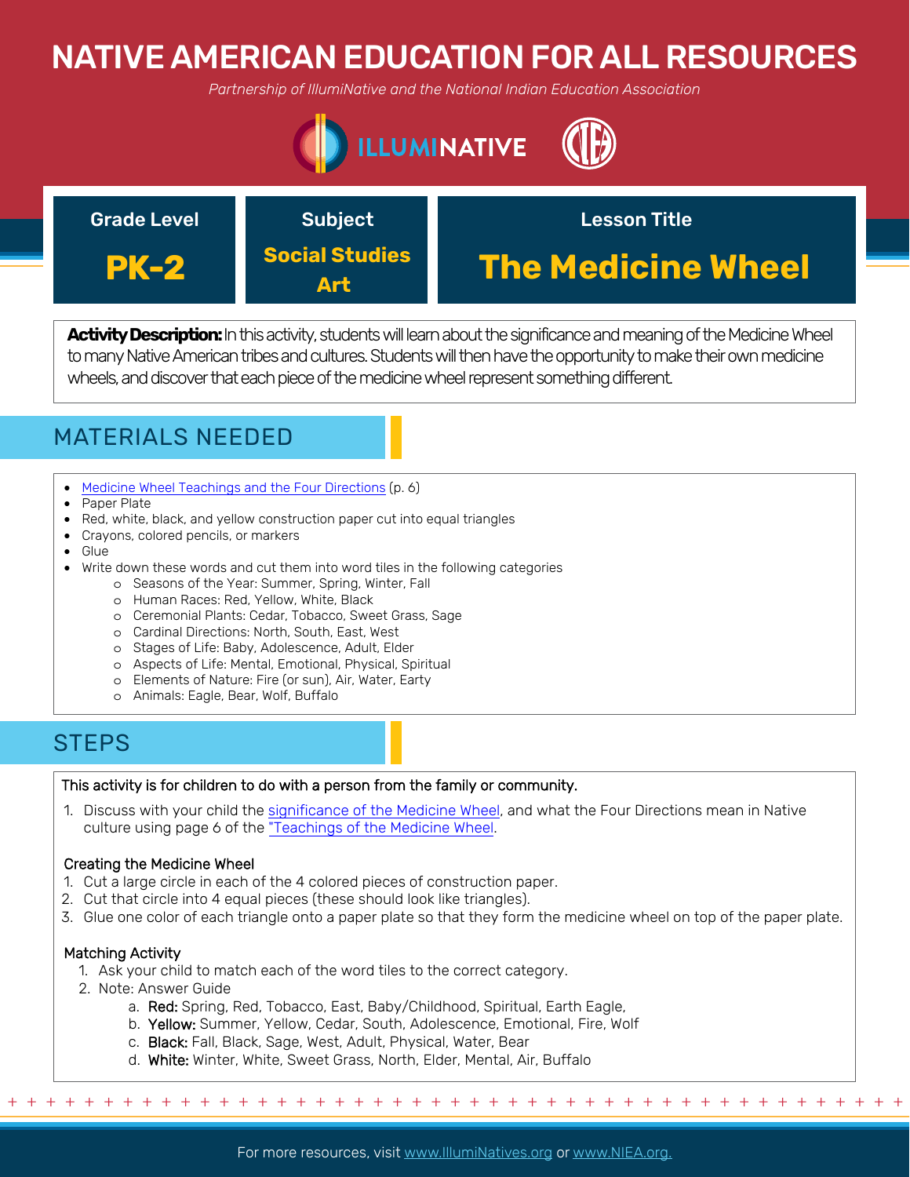# NATIVE AMERICAN EDUCATION FOR ALL RESOURCES

*Partnership of IllumiNative and the National Indian Education Association*

| Grade Level | Subject | Lesson Title |
|---|---|---|
| **PK-2** | **Social Studies Art** | **The Medicine Wheel** |

**Activity Description:** In this activity, students will learn about the significance and meaning of the Medicine Wheel to many Native American tribes and cultures. Students will then have the opportunity to make their own medicine wheels, and discover that each piece of the medicine wheel represent something different.

## MATERIALS NEEDED

- Medicine Wheel Teachings and the Four Directions (p. 6)
- Paper Plate
- Red, white, black, and yellow construction paper cut into equal triangles
- Crayons, colored pencils, or markers
- Glue
- Write down these words and cut them into word tiles in the following categories
  - Seasons of the Year: Summer, Spring, Winter, Fall
  - Human Races: Red, Yellow, White, Black
  - Ceremonial Plants: Cedar, Tobacco, Sweet Grass, Sage
  - Cardinal Directions: North, South, East, West
  - Stages of Life: Baby, Adolescence, Adult, Elder
  - Aspects of Life: Mental, Emotional, Physical, Spiritual
  - Elements of Nature: Fire (or sun), Air, Water, Earty
  - Animals: Eagle, Bear, Wolf, Buffalo

## STEPS

This activity is for children to do with a person from the family or community.

1. Discuss with your child the significance of the Medicine Wheel, and what the Four Directions mean in Native culture using page 6 of the "Teachings of the Medicine Wheel.

### Creating the Medicine Wheel

1. Cut a large circle in each of the 4 colored pieces of construction paper.
2. Cut that circle into 4 equal pieces (these should look like triangles).
3. Glue one color of each triangle onto a paper plate so that they form the medicine wheel on top of the paper plate.

### Matching Activity

1. Ask your child to match each of the word tiles to the correct category.
2. Note: Answer Guide
   a. **Red:** Spring, Red, Tobacco, East, Baby/Childhood, Spiritual, Earth Eagle,
   b. **Yellow:** Summer, Yellow, Cedar, South, Adolescence, Emotional, Fire, Wolf
   c. **Black:** Fall, Black, Sage, West, Adult, Physical, Water, Bear
   d. **White:** Winter, White, Sweet Grass, North, Elder, Mental, Air, Buffalo

For more resources, visit www.IllumiNatives.org or www.NIEA.org.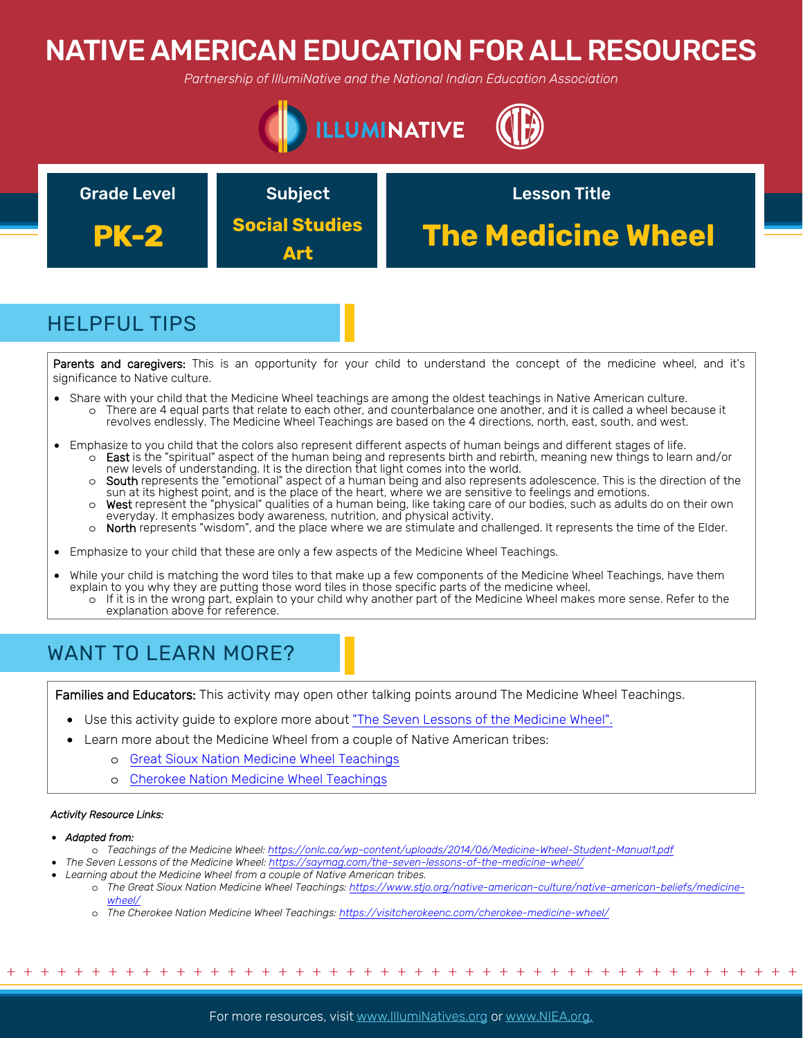# NATIVE AMERICAN EDUCATION FOR ALL RESOURCES

*Partnership of IllumiNative and the National Indian Education Association*

| Grade Level | Subject | Lesson Title |
|---|---|---|
| **PK-2** | **Social Studies Art** | **The Medicine Wheel** |

## HELPFUL TIPS

Parents and caregivers: This is an opportunity for your child to understand the concept of the medicine wheel, and it's significance to Native culture.

- Share with your child that the Medicine Wheel teachings are among the oldest teachings in Native American culture.
  - There are 4 equal parts that relate to each other, and counterbalance one another, and it is called a wheel because it revolves endlessly. The Medicine Wheel Teachings are based on the 4 directions, north, east, south, and west.
- Emphasize to you child that the colors also represent different aspects of human beings and different stages of life.
  - East is the "spiritual" aspect of the human being and represents birth and rebirth, meaning new things to learn and/or new levels of understanding. It is the direction that light comes into the world.
  - South represents the "emotional" aspect of a human being and also represents adolescence. This is the direction of the sun at its highest point, and is the place of the heart, where we are sensitive to feelings and emotions.
  - West represent the "physical" qualities of a human being, like taking care of our bodies, such as adults do on their own everyday. It emphasizes body awareness, nutrition, and physical activity.
  - North represents "wisdom", and the place where we are stimulate and challenged. It represents the time of the Elder.
- Emphasize to your child that these are only a few aspects of the Medicine Wheel Teachings.
- While your child is matching the word tiles to that make up a few components of the Medicine Wheel Teachings, have them explain to you why they are putting those word tiles in those specific parts of the medicine wheel.
  - If it is in the wrong part, explain to your child why another part of the Medicine Wheel makes more sense. Refer to the explanation above for reference.

## WANT TO LEARN MORE?

Families and Educators: This activity may open other talking points around The Medicine Wheel Teachings.

- Use this activity guide to explore more about "The Seven Lessons of the Medicine Wheel".
- Learn more about the Medicine Wheel from a couple of Native American tribes:
  - Great Sioux Nation Medicine Wheel Teachings
  - Cherokee Nation Medicine Wheel Teachings

*Activity Resource Links:*

- *Adapted from:*
  - *Teachings of the Medicine Wheel: https://onlc.ca/wp-content/uploads/2014/06/Medicine-Wheel-Student-Manual1.pdf*
- *The Seven Lessons of the Medicine Wheel: https://saymag.com/the-seven-lessons-of-the-medicine-wheel/*
- *Learning about the Medicine Wheel from a couple of Native American tribes.*
  - *The Great Sioux Nation Medicine Wheel Teachings: https://www.stjo.org/native-american-culture/native-american-beliefs/medicine-wheel/*
  - *The Cherokee Nation Medicine Wheel Teachings: https://visitcherokeenc.com/cherokee-medicine-wheel/*

For more resources, visit www.IlllumiNatives.org or www.NIEA.org.